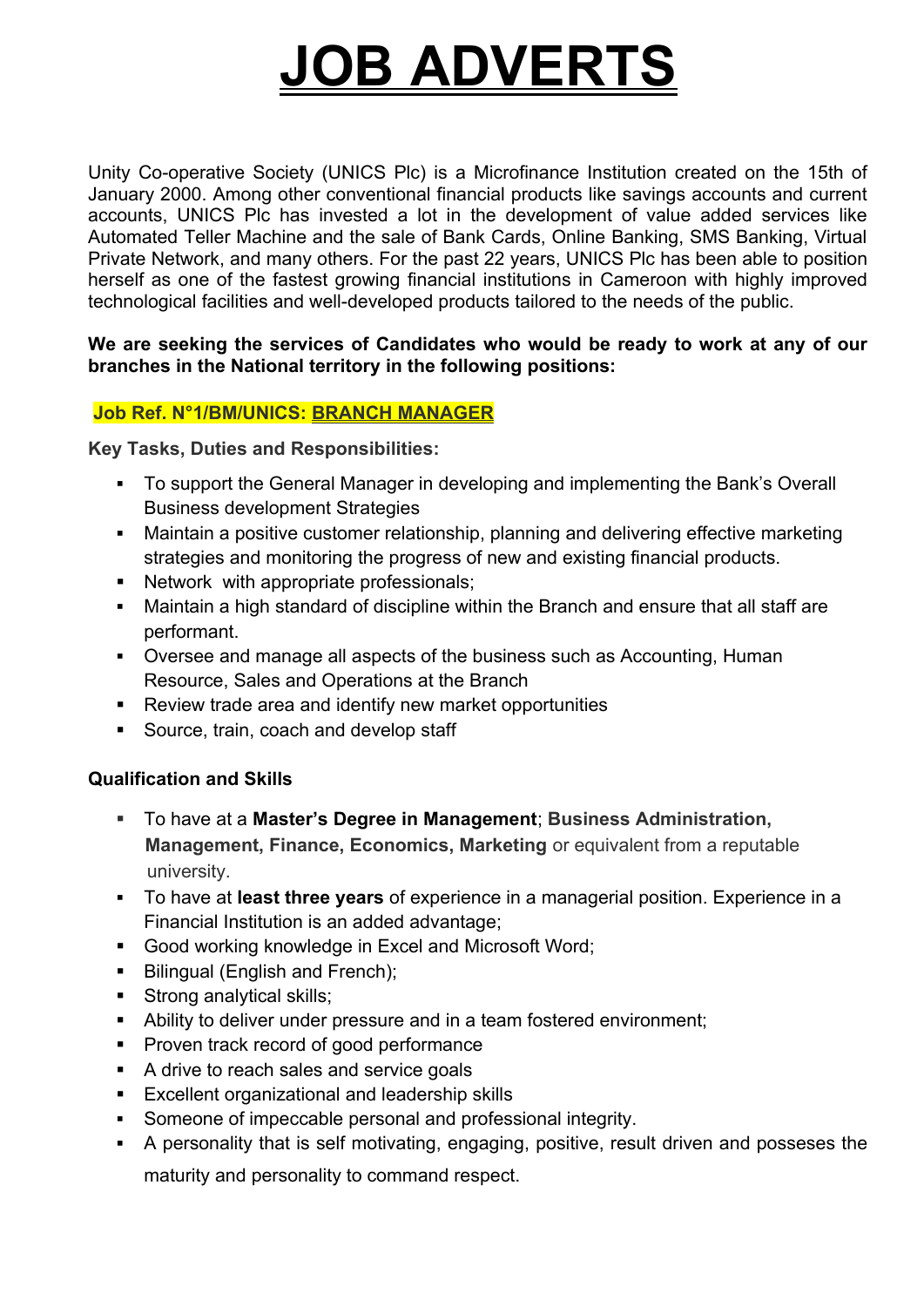# JOB ADVERTS

Unity Co-operative Society (UNICS Plc) is a Microfinance Institution created on the 15th of January 2000. Among other conventional financial products like savings accounts and current accounts, UNICS Plc has invested a lot in the development of value added services like Automated Teller Machine and the sale of Bank Cards, Online Banking, SMS Banking, Virtual Private Network, and many others. For the past 22 years, UNICS Plc has been able to position herself as one of the fastest growing financial institutions in Cameroon with highly improved technological facilities and well-developed products tailored to the needs of the public.

**We are seeking the services of Candidates who would be ready to work at any of our branches in the National territory in the following positions:**

## Job Ref. N°1/BM/UNICS: BRANCH MANAGER

**Key Tasks, Duties and Responsibilities:**

- To support the General Manager in developing and implementing the Bank's Overall Business development Strategies
- Maintain a positive customer relationship, planning and delivering effective marketing strategies and monitoring the progress of new and existing financial products.
- Network with appropriate professionals;
- Maintain a high standard of discipline within the Branch and ensure that all staff are performant.
- Oversee and manage all aspects of the business such as Accounting, Human Resource, Sales and Operations at the Branch
- Review trade area and identify new market opportunities
- Source, train, coach and develop staff

**Qualification and Skills**

- To have at a **Master's Degree in Management**; **Business Administration, Management, Finance, Economics, Marketing** or equivalent from a reputable university.
- To have at **least three years** of experience in a managerial position. Experience in a Financial Institution is an added advantage;
- Good working knowledge in Excel and Microsoft Word;
- Bilingual (English and French);
- Strong analytical skills;
- Ability to deliver under pressure and in a team fostered environment;
- Proven track record of good performance
- A drive to reach sales and service goals
- Excellent organizational and leadership skills
- Someone of impeccable personal and professional integrity.
- A personality that is self motivating, engaging, positive, result driven and posseses the maturity and personality to command respect.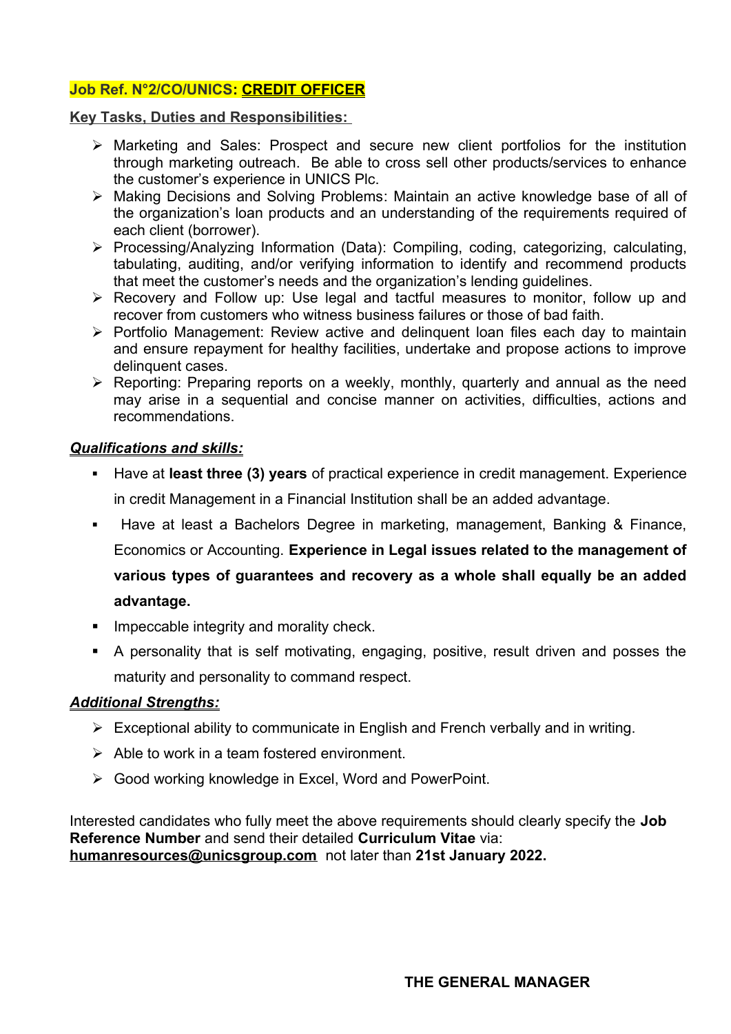## **Job Ref. N°2/CO/UNICS: CREDIT OFFICER**

**Key Tasks, Duties and Responsibilities:**

- Marketing and Sales: Prospect and secure new client portfolios for the institution through marketing outreach. Be able to cross sell other products/services to enhance the customer's experience in UNICS Plc.
- Making Decisions and Solving Problems: Maintain an active knowledge base of all of the organization's loan products and an understanding of the requirements required of each client (borrower).
- Processing/Analyzing Information (Data): Compiling, coding, categorizing, calculating, tabulating, auditing, and/or verifying information to identify and recommend products that meet the customer's needs and the organization's lending guidelines.
- Recovery and Follow up: Use legal and tactful measures to monitor, follow up and recover from customers who witness business failures or those of bad faith.
- Portfolio Management: Review active and delinquent loan files each day to maintain and ensure repayment for healthy facilities, undertake and propose actions to improve delinquent cases.
- Reporting: Preparing reports on a weekly, monthly, quarterly and annual as the need may arise in a sequential and concise manner on activities, difficulties, actions and recommendations.

***Qualifications and skills:***

- Have at **least three (3) years** of practical experience in credit management. Experience in credit Management in a Financial Institution shall be an added advantage.
- Have at least a Bachelors Degree in marketing, management, Banking & Finance, Economics or Accounting. **Experience in Legal issues related to the management of various types of guarantees and recovery as a whole shall equally be an added advantage.**
- Impeccable integrity and morality check.
- A personality that is self motivating, engaging, positive, result driven and posses the maturity and personality to command respect.

***Additional Strengths:***

- Exceptional ability to communicate in English and French verbally and in writing.
- Able to work in a team fostered environment.
- Good working knowledge in Excel, Word and PowerPoint.

Interested candidates who fully meet the above requirements should clearly specify the **Job Reference Number** and send their detailed **Curriculum Vitae** via: **humanresources@unicsgroup.com** not later than **21st January 2022.**

**THE GENERAL MANAGER**